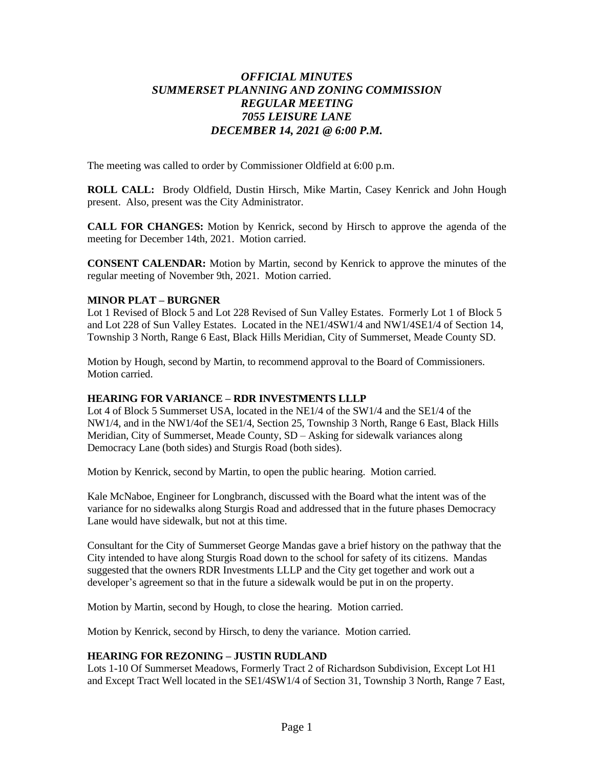# *OFFICIAL MINUTES*
# *SUMMERSET PLANNING AND ZONING COMMISSION*
# *REGULAR MEETING*
# *7055 LEISURE LANE*
# *DECEMBER 14, 2021 @ 6:00 P.M.*

The meeting was called to order by Commissioner Oldfield at 6:00 p.m.

**ROLL CALL:** Brody Oldfield, Dustin Hirsch, Mike Martin, Casey Kenrick and John Hough present. Also, present was the City Administrator.

**CALL FOR CHANGES:** Motion by Kenrick, second by Hirsch to approve the agenda of the meeting for December 14th, 2021. Motion carried.

**CONSENT CALENDAR:** Motion by Martin, second by Kenrick to approve the minutes of the regular meeting of November 9th, 2021. Motion carried.

**MINOR PLAT – BURGNER**

Lot 1 Revised of Block 5 and Lot 228 Revised of Sun Valley Estates. Formerly Lot 1 of Block 5 and Lot 228 of Sun Valley Estates. Located in the NE1/4SW1/4 and NW1/4SE1/4 of Section 14, Township 3 North, Range 6 East, Black Hills Meridian, City of Summerset, Meade County SD.

Motion by Hough, second by Martin, to recommend approval to the Board of Commissioners. Motion carried.

**HEARING FOR VARIANCE – RDR INVESTMENTS LLLP**

Lot 4 of Block 5 Summerset USA, located in the NE1/4 of the SW1/4 and the SE1/4 of the NW1/4, and in the NW1/4of the SE1/4, Section 25, Township 3 North, Range 6 East, Black Hills Meridian, City of Summerset, Meade County, SD – Asking for sidewalk variances along Democracy Lane (both sides) and Sturgis Road (both sides).

Motion by Kenrick, second by Martin, to open the public hearing. Motion carried.

Kale McNaboe, Engineer for Longbranch, discussed with the Board what the intent was of the variance for no sidewalks along Sturgis Road and addressed that in the future phases Democracy Lane would have sidewalk, but not at this time.

Consultant for the City of Summerset George Mandas gave a brief history on the pathway that the City intended to have along Sturgis Road down to the school for safety of its citizens. Mandas suggested that the owners RDR Investments LLLP and the City get together and work out a developer's agreement so that in the future a sidewalk would be put in on the property.

Motion by Martin, second by Hough, to close the hearing. Motion carried.

Motion by Kenrick, second by Hirsch, to deny the variance. Motion carried.

**HEARING FOR REZONING – JUSTIN RUDLAND**

Lots 1-10 Of Summerset Meadows, Formerly Tract 2 of Richardson Subdivision, Except Lot H1 and Except Tract Well located in the SE1/4SW1/4 of Section 31, Township 3 North, Range 7 East,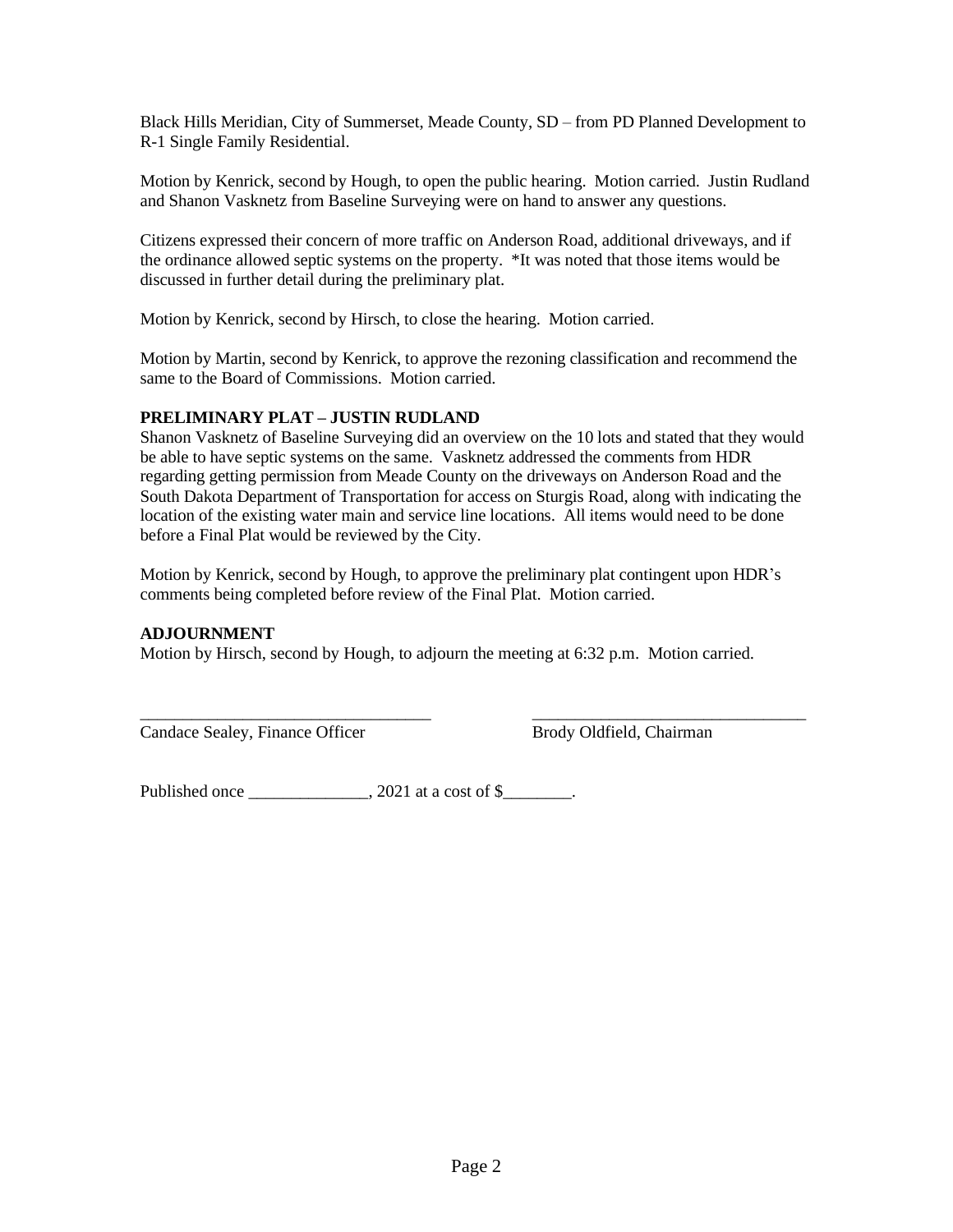Black Hills Meridian, City of Summerset, Meade County, SD – from PD Planned Development to R-1 Single Family Residential.

Motion by Kenrick, second by Hough, to open the public hearing. Motion carried. Justin Rudland and Shanon Vasknetz from Baseline Surveying were on hand to answer any questions.

Citizens expressed their concern of more traffic on Anderson Road, additional driveways, and if the ordinance allowed septic systems on the property. *It was noted that those items would be discussed in further detail during the preliminary plat.

Motion by Kenrick, second by Hirsch, to close the hearing. Motion carried.

Motion by Martin, second by Kenrick, to approve the rezoning classification and recommend the same to the Board of Commissions. Motion carried.

**PRELIMINARY PLAT – JUSTIN RUDLAND**

Shanon Vasknetz of Baseline Surveying did an overview on the 10 lots and stated that they would be able to have septic systems on the same. Vasknetz addressed the comments from HDR regarding getting permission from Meade County on the driveways on Anderson Road and the South Dakota Department of Transportation for access on Sturgis Road, along with indicating the location of the existing water main and service line locations. All items would need to be done before a Final Plat would be reviewed by the City.

Motion by Kenrick, second by Hough, to approve the preliminary plat contingent upon HDR's comments being completed before review of the Final Plat. Motion carried.

**ADJOURNMENT**

Motion by Hirsch, second by Hough, to adjourn the meeting at 6:32 p.m. Motion carried.

\_\_\_\_\_\_\_\_\_\_\_\_\_\_\_\_\_\_\_\_\_\_\_\_\_\_\_\_\_\_\_\_\_\_\_ \_\_\_\_\_\_\_\_\_\_\_\_\_\_\_\_\_\_\_\_\_\_\_\_\_\_\_\_\_\_\_\_\_\_
Candace Sealey, Finance Officer Brody Oldfield, Chairman

Published once \_\_\_\_\_\_\_\_\_\_\_\_\_\_, 2021 at a cost of $\_\_\_\_\_\_\_\_.